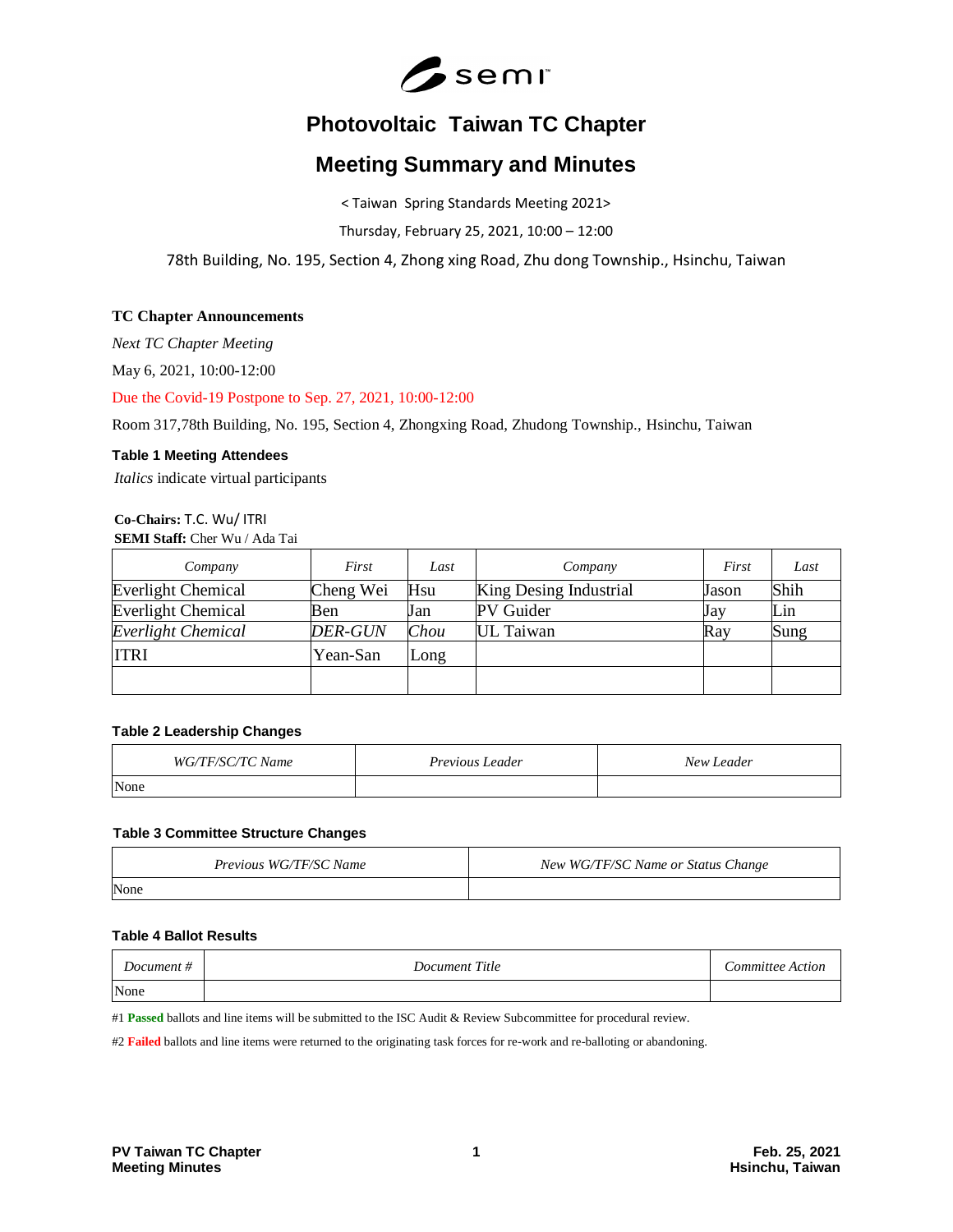# Photovoltaic Taiwan TC Chapter

# Meeting Summary and Minutes

< Taiwan Spring Standards Meeting 2021>

Thursday, February 25, 2021, 10:00 – 12:00

78th Building, No. 195, Section 4, Zhong xing Road, Zhu dong Township., Hsinchu, Taiwan

**TC Chapter Announcements**

*Next TC Chapter Meeting*

May 6, 2021, 10:00-12:00

Due the Covid-19 Postpone to Sep. 27, 2021, 10:00-12:00

Room 317,78th Building, No. 195, Section 4, Zhongxing Road, Zhudong Township., Hsinchu, Taiwan

**Table 1 Meeting Attendees**

*Italics* indicate virtual participants

**Co-Chairs:** T.C. Wu/ ITRI

**SEMI Staff:** Cher Wu / Ada Tai

| *Company* | *First* | *Last* | *Company* | *First* | *Last* |
|---|---|---|---|---|---|
| Everlight Chemical | Cheng Wei | Hsu | King Desing Industrial | Jason | Shih |
| Everlight Chemical | Ben | Jan | PV Guider | Jay | Lin |
| *Everlight Chemical* | *DER-GUN* | *Chou* | UL Taiwan | Ray | Sung |
| ITRI | Yean-San | Long | | | |
| | | | | | |

**Table 2 Leadership Changes**

| *WG/TF/SC/TC Name* | *Previous Leader* | *New Leader* |
|---|---|---|
| None | | |

**Table 3 Committee Structure Changes**

| *Previous WG/TF/SC Name* | *New WG/TF/SC Name or Status Change* |
|---|---|
| None | |

**Table 4 Ballot Results**

| *Document #* | *Document Title* | *Committee Action* |
|---|---|---|
| None | | |

#1 **Passed** ballots and line items will be submitted to the ISC Audit & Review Subcommittee for procedural review.

#2 **Failed** ballots and line items were returned to the originating task forces for re-work and re-balloting or abandoning.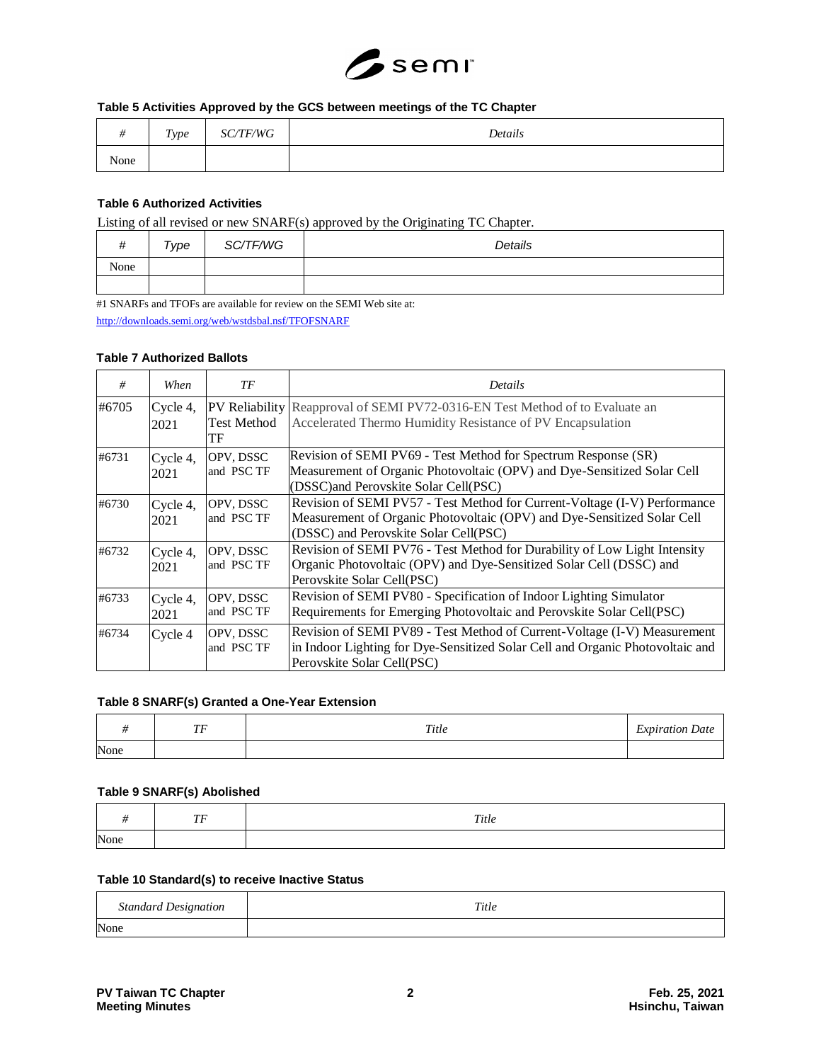**Table 5 Activities Approved by the GCS between meetings of the TC Chapter**

| # | Type | SC/TF/WG | Details |
|---|---|---|---|
| None | | | |

**Table 6 Authorized Activities**

Listing of all revised or new SNARF(s) approved by the Originating TC Chapter.

| # | Type | SC/TF/WG | Details |
|---|---|---|---|
| None | | | |
| | | | |

#1 SNARFs and TFOFs are available for review on the SEMI Web site at:

http://downloads.semi.org/web/wstdsbal.nsf/TFOFSNARF

**Table 7 Authorized Ballots**

| # | When | TF | Details |
|---|---|---|---|
| #6705 | Cycle 4, 2021 | PV Reliability Test Method TF | Reapproval of SEMI PV72-0316-EN Test Method of to Evaluate an Accelerated Thermo Humidity Resistance of PV Encapsulation |
| #6731 | Cycle 4, 2021 | OPV, DSSC and PSC TF | Revision of SEMI PV69 - Test Method for Spectrum Response (SR) Measurement of Organic Photovoltaic (OPV) and Dye-Sensitized Solar Cell (DSSC)and Perovskite Solar Cell(PSC) |
| #6730 | Cycle 4, 2021 | OPV, DSSC and PSC TF | Revision of SEMI PV57 - Test Method for Current-Voltage (I-V) Performance Measurement of Organic Photovoltaic (OPV) and Dye-Sensitized Solar Cell (DSSC) and Perovskite Solar Cell(PSC) |
| #6732 | Cycle 4, 2021 | OPV, DSSC and PSC TF | Revision of SEMI PV76 - Test Method for Durability of Low Light Intensity Organic Photovoltaic (OPV) and Dye-Sensitized Solar Cell (DSSC) and Perovskite Solar Cell(PSC) |
| #6733 | Cycle 4, 2021 | OPV, DSSC and PSC TF | Revision of SEMI PV80 - Specification of Indoor Lighting Simulator Requirements for Emerging Photovoltaic and Perovskite Solar Cell(PSC) |
| #6734 | Cycle 4 | OPV, DSSC and PSC TF | Revision of SEMI PV89 - Test Method of Current-Voltage (I-V) Measurement in Indoor Lighting for Dye-Sensitized Solar Cell and Organic Photovoltaic and Perovskite Solar Cell(PSC) |

**Table 8 SNARF(s) Granted a One-Year Extension**

| # | TF | Title | Expiration Date |
|---|---|---|---|
| None | | | |

**Table 9 SNARF(s) Abolished**

| # | TF | Title |
|---|---|---|
| None | | |

**Table 10 Standard(s) to receive Inactive Status**

| Standard Designation | Title |
|---|---|
| None | |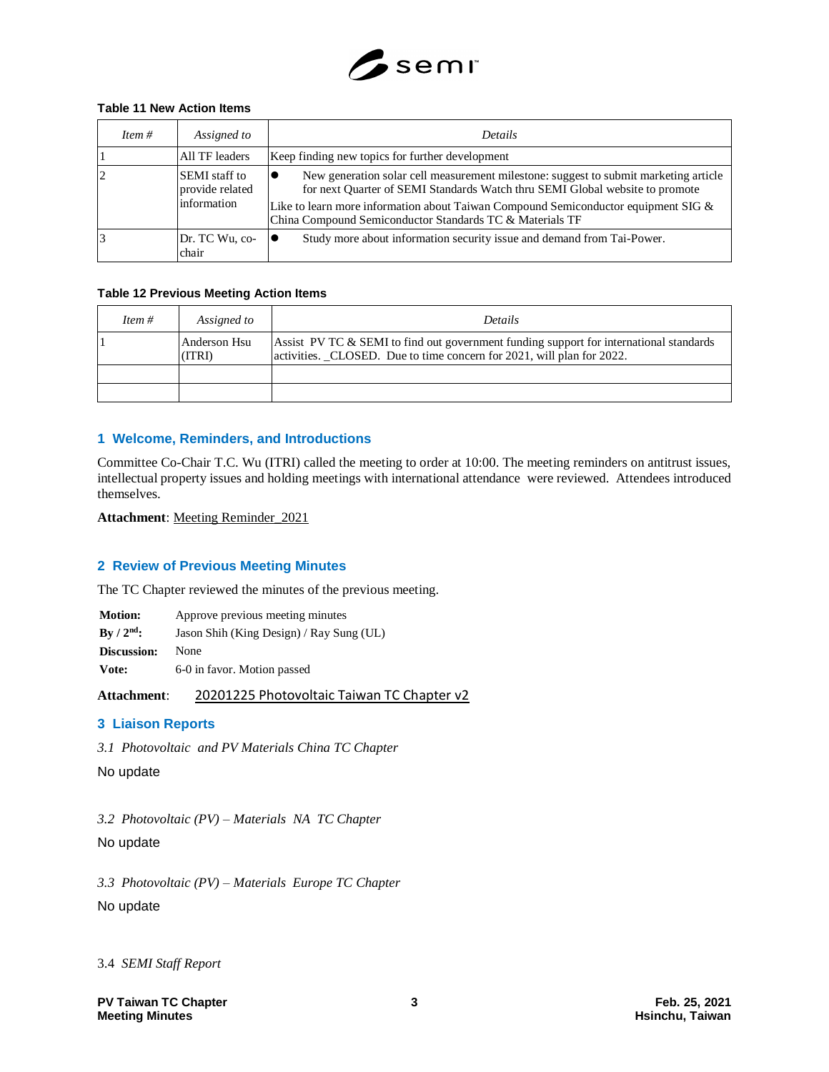**Table 11 New Action Items**

| *Item #* | *Assigned to* | *Details* |
|---|---|---|
| 1 | All TF leaders | Keep finding new topics for further development |
| 2 | SEMI staff to provide related information | ● New generation solar cell measurement milestone: suggest to submit marketing article for next Quarter of SEMI Standards Watch thru SEMI Global website to promote<br>Like to learn more information about Taiwan Compound Semiconductor equipment SIG & China Compound Semiconductor Standards TC & Materials TF |
| 3 | Dr. TC Wu, co-chair | ● Study more about information security issue and demand from Tai-Power. |

**Table 12 Previous Meeting Action Items**

| *Item #* | *Assigned to* | *Details* |
|---|---|---|
| 1 | Anderson Hsu (ITRI) | Assist PV TC & SEMI to find out government funding support for international standards activities. _CLOSED. Due to time concern for 2021, will plan for 2022. |
| | | |
| | | |

## 1 Welcome, Reminders, and Introductions

Committee Co-Chair T.C. Wu (ITRI) called the meeting to order at 10:00. The meeting reminders on antitrust issues, intellectual property issues and holding meetings with international attendance were reviewed. Attendees introduced themselves.

**Attachment**: Meeting Reminder_2021

## 2 Review of Previous Meeting Minutes

The TC Chapter reviewed the minutes of the previous meeting.

**Motion:** Approve previous meeting minutes
**By / 2nd:** Jason Shih (King Design) / Ray Sung (UL)
**Discussion:** None
**Vote:** 6-0 in favor. Motion passed

**Attachment**: 20201225 Photovoltaic Taiwan TC Chapter v2

## 3 Liaison Reports

*3.1 Photovoltaic and PV Materials China TC Chapter*

No update

*3.2 Photovoltaic (PV) – Materials NA TC Chapter*

No update

*3.3 Photovoltaic (PV) – Materials Europe TC Chapter*

No update

3.4 *SEMI Staff Report*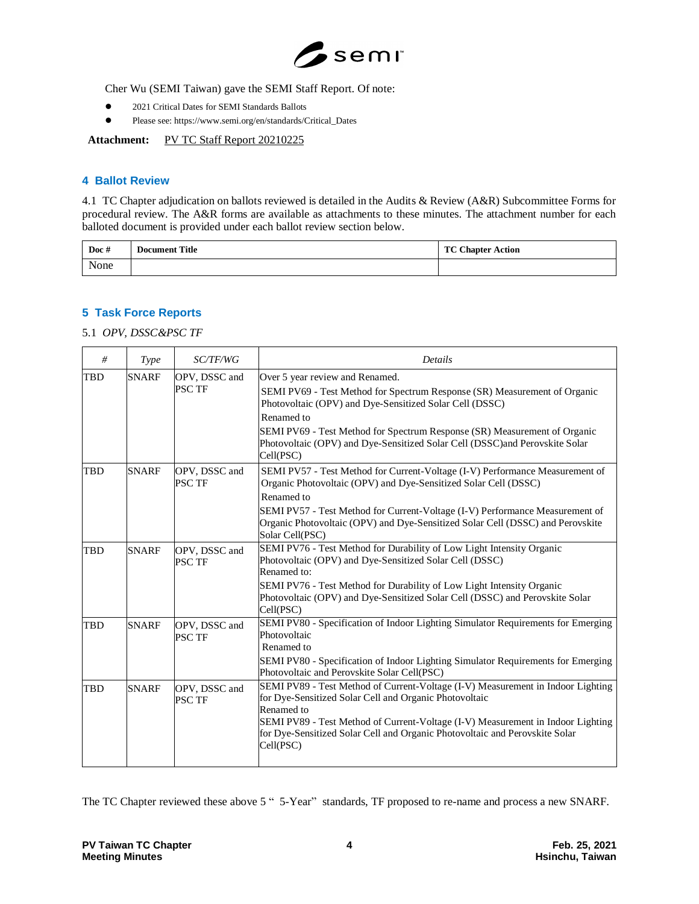Cher Wu (SEMI Taiwan) gave the SEMI Staff Report. Of note:

- 2021 Critical Dates for SEMI Standards Ballots
- Please see: https://www.semi.org/en/standards/Critical_Dates

**Attachment:** PV TC Staff Report 20210225

## 4 Ballot Review

4.1 TC Chapter adjudication on ballots reviewed is detailed in the Audits & Review (A&R) Subcommittee Forms for procedural review. The A&R forms are available as attachments to these minutes. The attachment number for each balloted document is provided under each ballot review section below.

| Doc # | Document Title | TC Chapter Action |
| --- | --- | --- |
| None | | |

## 5 Task Force Reports

5.1 *OPV, DSSC&PSC TF*

| # | Type | SC/TF/WG | Details |
| --- | --- | --- | --- |
| TBD | SNARF | OPV, DSSC and PSC TF | Over 5 year review and Renamed.<br>SEMI PV69 - Test Method for Spectrum Response (SR) Measurement of Organic Photovoltaic (OPV) and Dye-Sensitized Solar Cell (DSSC)<br>Renamed to<br>SEMI PV69 - Test Method for Spectrum Response (SR) Measurement of Organic Photovoltaic (OPV) and Dye-Sensitized Solar Cell (DSSC)and Perovskite Solar Cell(PSC) |
| TBD | SNARF | OPV, DSSC and PSC TF | SEMI PV57 - Test Method for Current-Voltage (I-V) Performance Measurement of Organic Photovoltaic (OPV) and Dye-Sensitized Solar Cell (DSSC)<br>Renamed to<br>SEMI PV57 - Test Method for Current-Voltage (I-V) Performance Measurement of Organic Photovoltaic (OPV) and Dye-Sensitized Solar Cell (DSSC) and Perovskite Solar Cell(PSC) |
| TBD | SNARF | OPV, DSSC and PSC TF | SEMI PV76 - Test Method for Durability of Low Light Intensity Organic Photovoltaic (OPV) and Dye-Sensitized Solar Cell (DSSC)<br>Renamed to:<br>SEMI PV76 - Test Method for Durability of Low Light Intensity Organic Photovoltaic (OPV) and Dye-Sensitized Solar Cell (DSSC) and Perovskite Solar Cell(PSC) |
| TBD | SNARF | OPV, DSSC and PSC TF | SEMI PV80 - Specification of Indoor Lighting Simulator Requirements for Emerging Photovoltaic<br>Renamed to<br>SEMI PV80 - Specification of Indoor Lighting Simulator Requirements for Emerging Photovoltaic and Perovskite Solar Cell(PSC) |
| TBD | SNARF | OPV, DSSC and PSC TF | SEMI PV89 - Test Method of Current-Voltage (I-V) Measurement in Indoor Lighting for Dye-Sensitized Solar Cell and Organic Photovoltaic<br>Renamed to<br>SEMI PV89 - Test Method of Current-Voltage (I-V) Measurement in Indoor Lighting for Dye-Sensitized Solar Cell and Organic Photovoltaic and Perovskite Solar Cell(PSC) |

The TC Chapter reviewed these above 5 " 5-Year" standards, TF proposed to re-name and process a new SNARF.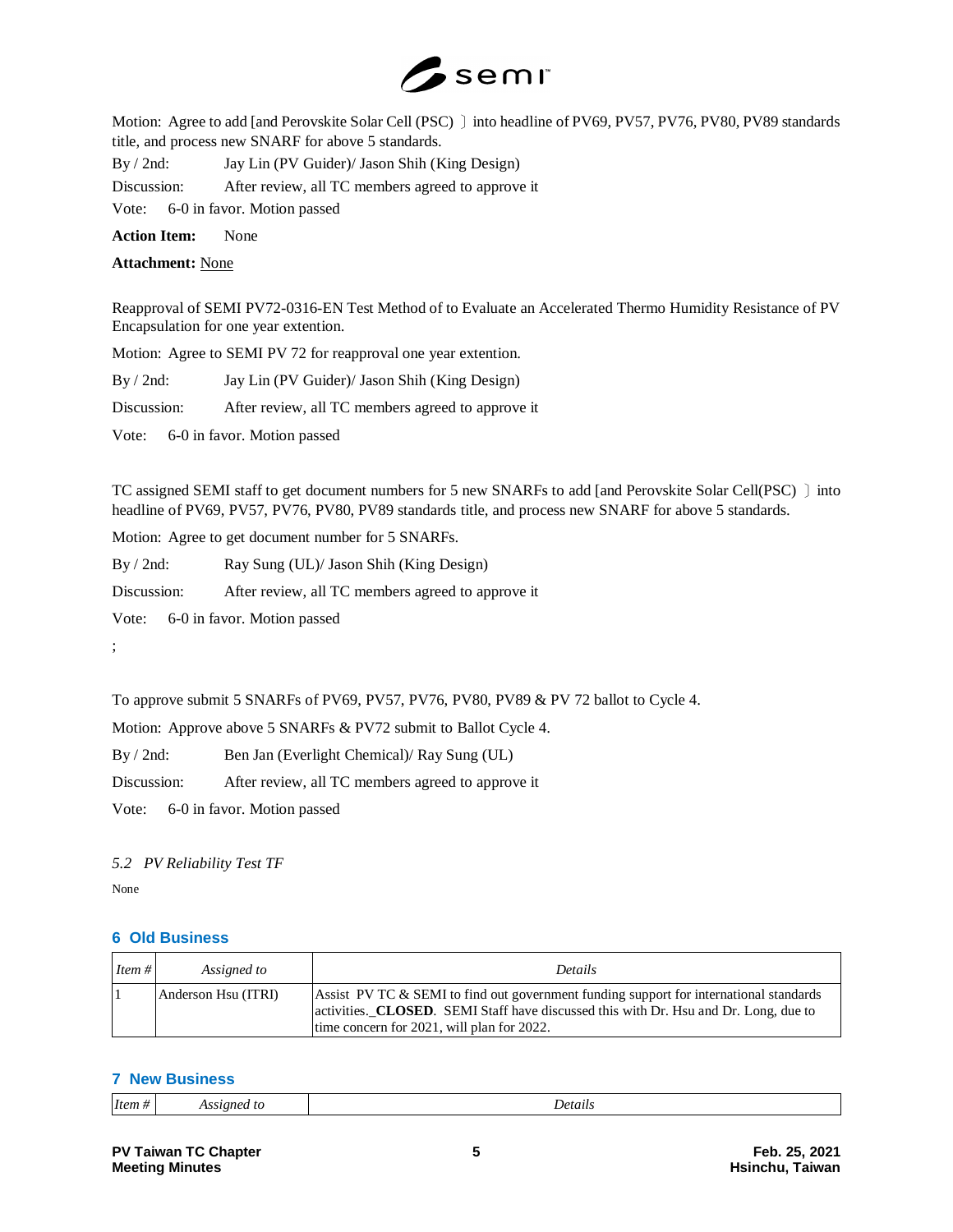Motion: Agree to add [and Perovskite Solar Cell (PSC) 〕into headline of PV69, PV57, PV76, PV80, PV89 standards title, and process new SNARF for above 5 standards.

By / 2nd: Jay Lin (PV Guider)/ Jason Shih (King Design)

Discussion: After review, all TC members agreed to approve it

Vote: 6-0 in favor. Motion passed

**Action Item:** None

**Attachment:** None

Reapproval of SEMI PV72-0316-EN Test Method of to Evaluate an Accelerated Thermo Humidity Resistance of PV Encapsulation for one year extention.

Motion: Agree to SEMI PV 72 for reapproval one year extention.

By / 2nd: Jay Lin (PV Guider)/ Jason Shih (King Design)

Discussion: After review, all TC members agreed to approve it

Vote: 6-0 in favor. Motion passed

TC assigned SEMI staff to get document numbers for 5 new SNARFs to add [and Perovskite Solar Cell(PSC) 〕into headline of PV69, PV57, PV76, PV80, PV89 standards title, and process new SNARF for above 5 standards.

Motion: Agree to get document number for 5 SNARFs.

By / 2nd: Ray Sung (UL)/ Jason Shih (King Design)

Discussion: After review, all TC members agreed to approve it

Vote: 6-0 in favor. Motion passed

;

To approve submit 5 SNARFs of PV69, PV57, PV76, PV80, PV89 & PV 72 ballot to Cycle 4.

Motion: Approve above 5 SNARFs & PV72 submit to Ballot Cycle 4.

By / 2nd: Ben Jan (Everlight Chemical)/ Ray Sung (UL)

Discussion: After review, all TC members agreed to approve it

Vote: 6-0 in favor. Motion passed

### *5.2 PV Reliability Test TF*

None

## 6 Old Business

| *Item #* | *Assigned to* | *Details* |
|---|---|---|
| 1 | Anderson Hsu (ITRI) | Assist PV TC & SEMI to find out government funding support for international standards activities._**CLOSED**. SEMI Staff have discussed this with Dr. Hsu and Dr. Long, due to time concern for 2021, will plan for 2022. |

## 7 New Business

| *Item #* | *Assigned to* | *Details* |
|---|---|---|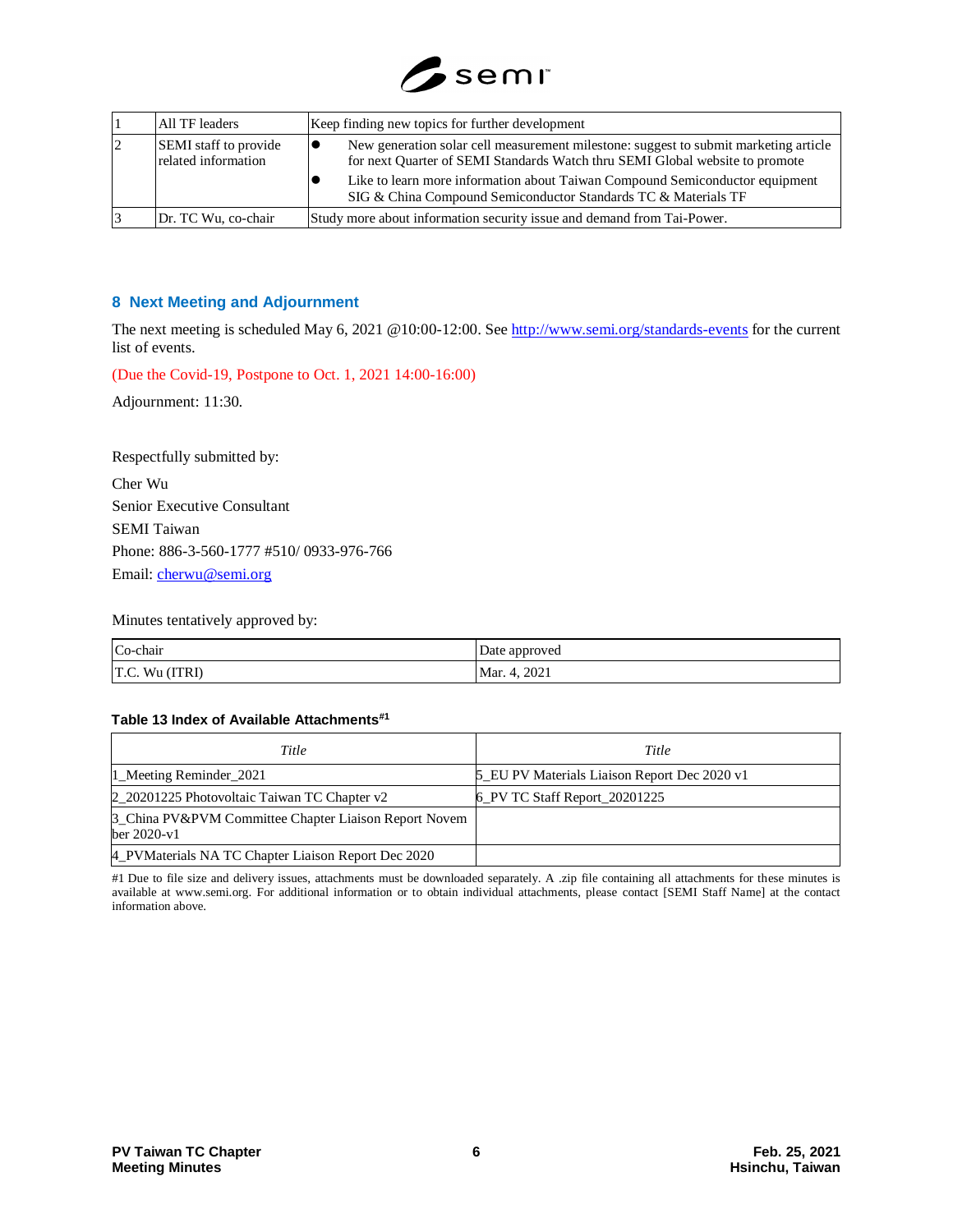| | | |
|---|---|---|
| 1 | All TF leaders | Keep finding new topics for further development |
| 2 | SEMI staff to provide related information | ● New generation solar cell measurement milestone: suggest to submit marketing article for next Quarter of SEMI Standards Watch thru SEMI Global website to promote<br>● Like to learn more information about Taiwan Compound Semiconductor equipment SIG & China Compound Semiconductor Standards TC & Materials TF |
| 3 | Dr. TC Wu, co-chair | Study more about information security issue and demand from Tai-Power. |

## 8 Next Meeting and Adjournment

The next meeting is scheduled May 6, 2021 @10:00-12:00. See http://www.semi.org/standards-events for the current list of events.

(Due the Covid-19, Postpone to Oct. 1, 2021 14:00-16:00)

Adjournment: 11:30.

Respectfully submitted by:

Cher Wu
Senior Executive Consultant
SEMI Taiwan
Phone: 886-3-560-1777 #510/ 0933-976-766
Email: cherwu@semi.org

Minutes tentatively approved by:

| Co-chair | Date approved |
|---|---|
| T.C. Wu (ITRI) | Mar. 4, 2021 |

**Table 13 Index of Available Attachments**#1

| *Title* | *Title* |
|---|---|
| 1_Meeting Reminder_2021 | 5_EU PV Materials Liaison Report Dec 2020 v1 |
| 2_20201225 Photovoltaic Taiwan TC Chapter v2 | 6_PV TC Staff Report_20201225 |
| 3_China PV&PVM Committee Chapter Liaison Report November 2020-v1 | |
| 4_PVMaterials NA TC Chapter Liaison Report Dec 2020 | |

#1 Due to file size and delivery issues, attachments must be downloaded separately. A .zip file containing all attachments for these minutes is available at www.semi.org. For additional information or to obtain individual attachments, please contact [SEMI Staff Name] at the contact information above.